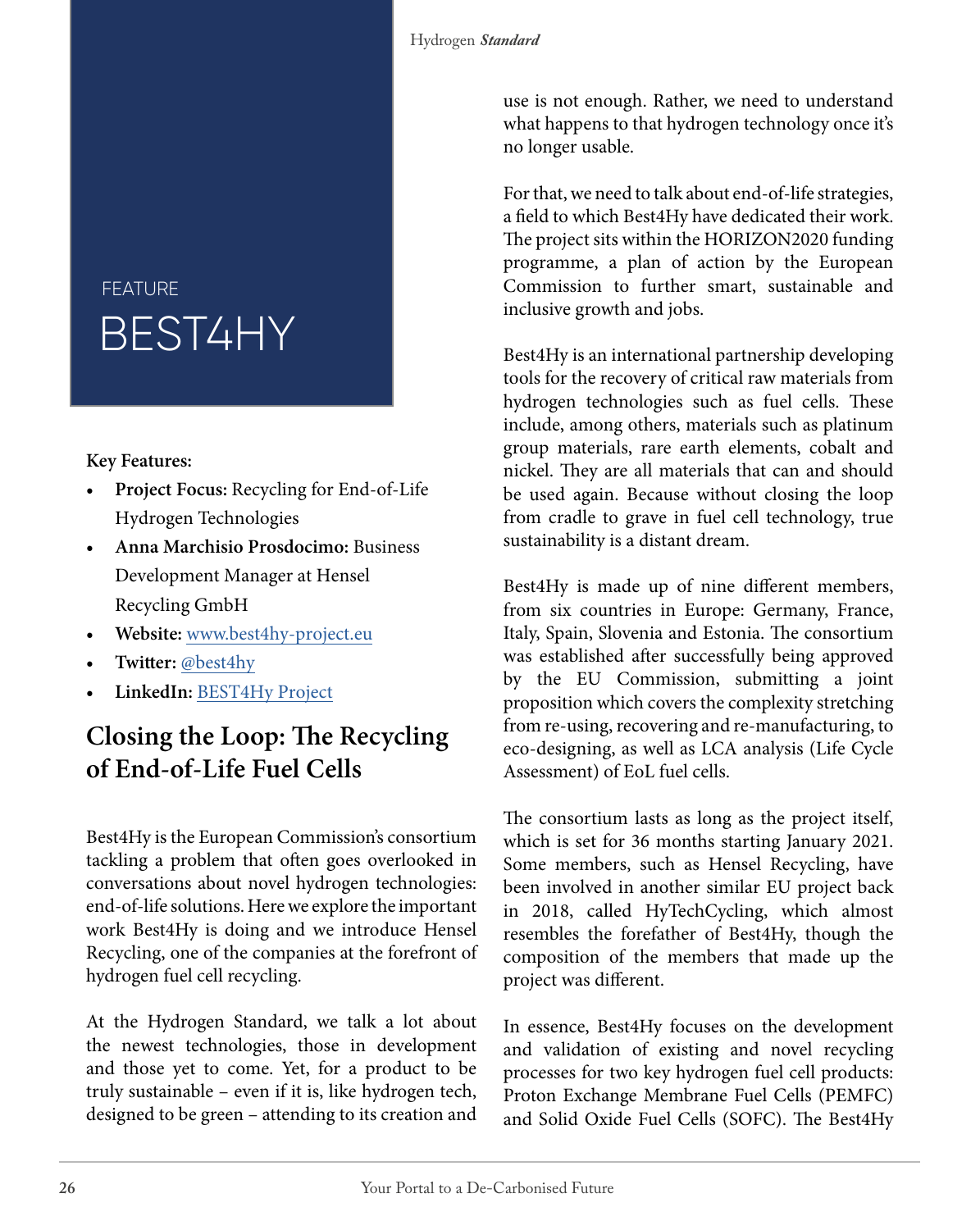FEATURE

# BEST4HY

**Key Features:**

- **Project Focus:** Recycling for End-of-Life Hydrogen Technologies
- **Anna Marchisio Prosdocimo:** Business Development Manager at Hensel Recycling GmbH
- **Website:** [www.best4hy-project.eu](http://www.best4hy-project.eu)
- **Twitter:** [@best4hy](https://twitter.com/best4hy)
- **LinkedIn:** BEST4Hy Project

## Closing the Loop: The Recycling of End-of-Life Fuel Cells

Best4Hy is the European Commission's consortium tackling a problem that often goes overlooked in conversations about novel hydrogen technologies: end-of-life solutions. Here we explore the important work Best4Hy is doing and we introduce Hensel Recycling, one of the companies at the forefront of hydrogen fuel cell recycling.

At the Hydrogen Standard, we talk a lot about the newest technologies, those in development and those yet to come. Yet, for a product to be truly sustainable – even if it is, like hydrogen tech, designed to be green – attending to its creation and use is not enough. Rather, we need to understand what happens to that hydrogen technology once it's no longer usable.

For that, we need to talk about end-of-life strategies, a field to which Best4Hy have dedicated their work. The project sits within the HORIZON2020 funding programme, a plan of action by the European Commission to further smart, sustainable and inclusive growth and jobs.

Best4Hy is an international partnership developing tools for the recovery of critical raw materials from hydrogen technologies such as fuel cells. These include, among others, materials such as platinum group materials, rare earth elements, cobalt and nickel. They are all materials that can and should be used again. Because without closing the loop from cradle to grave in fuel cell technology, true sustainability is a distant dream.

Best4Hy is made up of nine different members, from six countries in Europe: Germany, France, Italy, Spain, Slovenia and Estonia. The consortium was established after successfully being approved by the EU Commission, submitting a joint proposition which covers the complexity stretching from re-using, recovering and re-manufacturing, to eco-designing, as well as LCA analysis (Life Cycle Assessment) of EoL fuel cells.

The consortium lasts as long as the project itself, which is set for 36 months starting January 2021. Some members, such as Hensel Recycling, have been involved in another similar EU project back in 2018, called HyTechCycling, which almost resembles the forefather of Best4Hy, though the composition of the members that made up the project was different.

In essence, Best4Hy focuses on the development and validation of existing and novel recycling processes for two key hydrogen fuel cell products: Proton Exchange Membrane Fuel Cells (PEMFC) and Solid Oxide Fuel Cells (SOFC). The Best4Hy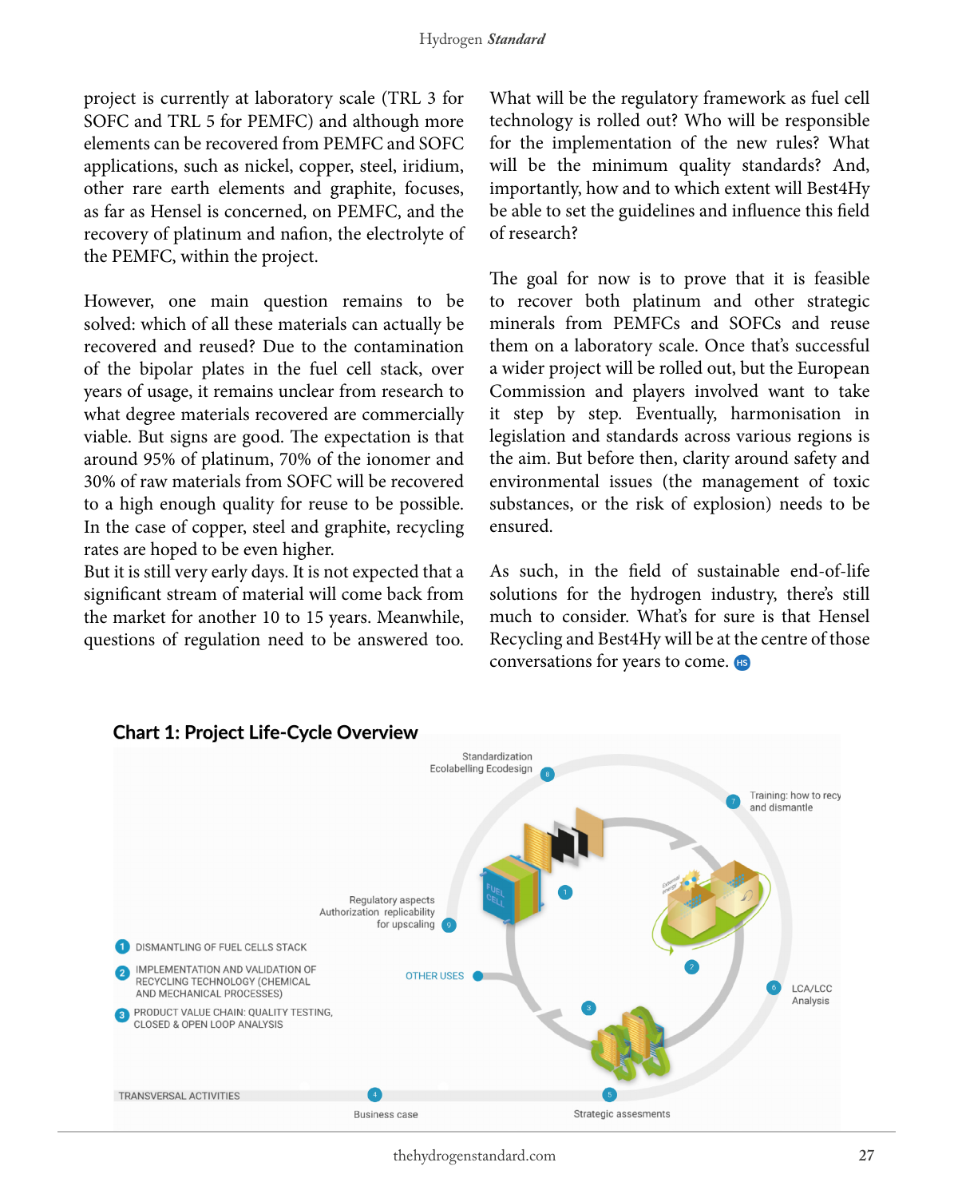project is currently at laboratory scale (TRL 3 for SOFC and TRL 5 for PEMFC) and although more elements can be recovered from PEMFC and SOFC applications, such as nickel, copper, steel, iridium, other rare earth elements and graphite, focuses, as far as Hensel is concerned, on PEMFC, and the recovery of platinum and nafion, the electrolyte of the PEMFC, within the project.

However, one main question remains to be solved: which of all these materials can actually be recovered and reused? Due to the contamination of the bipolar plates in the fuel cell stack, over years of usage, it remains unclear from research to what degree materials recovered are commercially viable. But signs are good. The expectation is that around 95% of platinum, 70% of the ionomer and 30% of raw materials from SOFC will be recovered to a high enough quality for reuse to be possible. In the case of copper, steel and graphite, recycling rates are hoped to be even higher.

But it is still very early days. It is not expected that a significant stream of material will come back from the market for another 10 to 15 years. Meanwhile, questions of regulation need to be answered too. What will be the regulatory framework as fuel cell technology is rolled out? Who will be responsible for the implementation of the new rules? What will be the minimum quality standards? And, importantly, how and to which extent will Best4Hy be able to set the guidelines and influence this field of research?

The goal for now is to prove that it is feasible to recover both platinum and other strategic minerals from PEMFCs and SOFCs and reuse them on a laboratory scale. Once that's successful a wider project will be rolled out, but the European Commission and players involved want to take it step by step. Eventually, harmonisation in legislation and standards across various regions is the aim. But before then, clarity around safety and environmental issues (the management of toxic substances, or the risk of explosion) needs to be ensured.

As such, in the field of sustainable end-of-life solutions for the hydrogen industry, there's still much to consider. What's for sure is that Hensel Recycling and Best4Hy will be at the centre of those conversations for years to come.

**Chart 1: Project Life-Cycle Overview**

Standardization
Ecolabelling Ecodesign 8

7 Training: how to recy and dismantle

Regulatory aspects
Authorization replicability
for upscaling 9

FUEL CELL

External energy

OTHER USES

6 LCA/LCC Analysis

1 DISMANTLING OF FUEL CELLS STACK

2 IMPLEMENTATION AND VALIDATION OF RECYCLING TECHNOLOGY (CHEMICAL AND MECHANICAL PROCESSES)

3 PRODUCT VALUE CHAIN: QUALITY TESTING, CLOSED & OPEN LOOP ANALYSIS

TRANSVERSAL ACTIVITIES

4 Business case

5 Strategic assesments